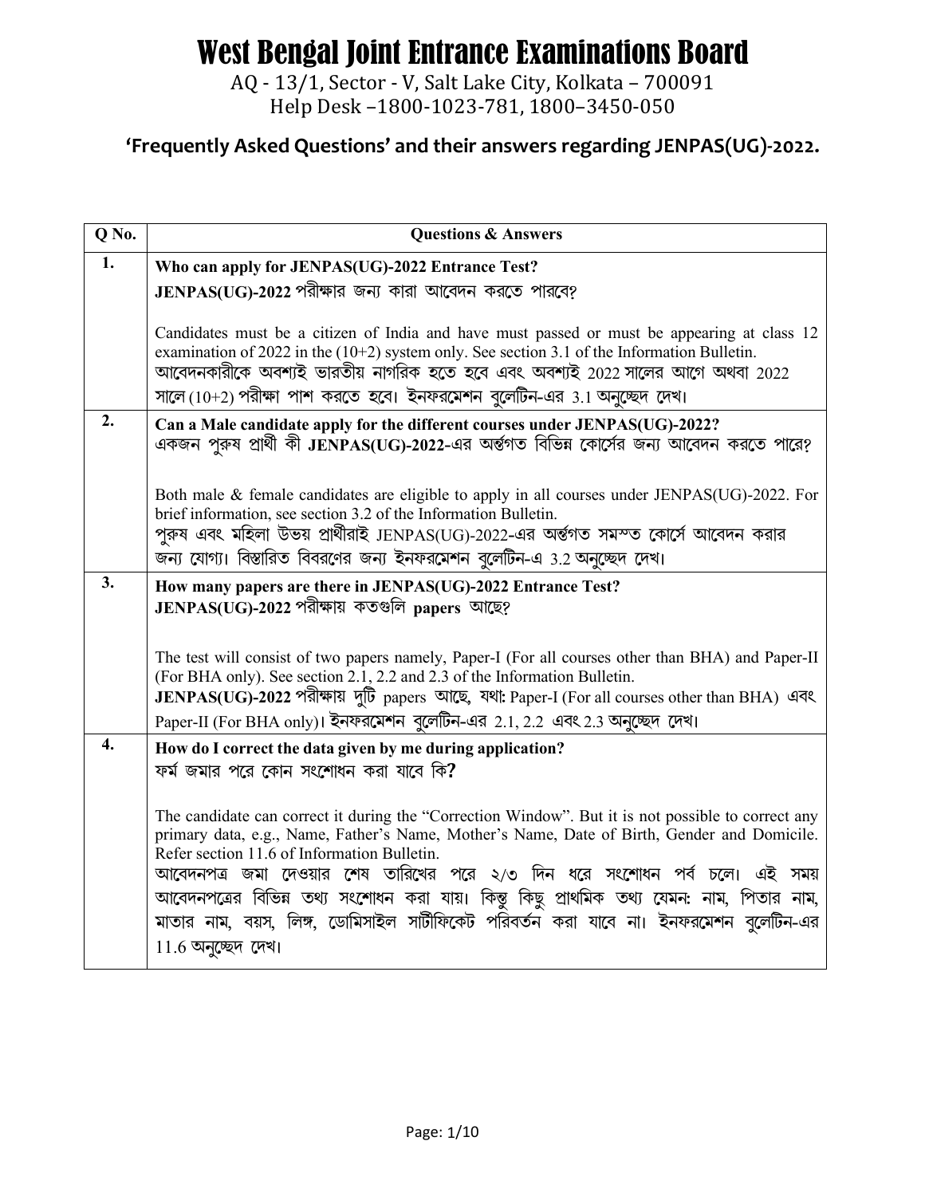# West Bengal Joint Entrance Examinations Board

AQ - 13/1, Sector - V, Salt Lake City, Kolkata – 700091
Help Desk –1800-1023-781, 1800–3450-050

## 'Frequently Asked Questions' and their answers regarding JENPAS(UG)-2022.

| Q No. | Questions & Answers |
|---|---|
| **1.** | **Who can apply for JENPAS(UG)-2022 Entrance Test?**<br>**JENPAS(UG)-2022** পরীক্ষার জন্য কারা আবেদন করতে পারবে?<br><br>Candidates must be a citizen of India and have must passed or must be appearing at class 12 examination of 2022 in the (10+2) system only. See section 3.1 of the Information Bulletin.<br>আবেদনকারীকে অবশ্যই ভারতীয় নাগরিক হতে হবে এবং অবশ্যই 2022 সালের আগে অথবা 2022 সালে (10+2) পরীক্ষা পাশ করতে হবে। ইনফরমেশন বুলেটিন-এর 3.1 অনুচ্ছেদ দেখ। |
| **2.** | **Can a Male candidate apply for the different courses under JENPAS(UG)-2022?**<br>একজন পুরুষ প্রার্থী কী **JENPAS(UG)-2022**-এর অন্তর্গত বিভিন্ন কোর্সের জন্য আবেদন করতে পারে?<br><br>Both male & female candidates are eligible to apply in all courses under JENPAS(UG)-2022. For brief information, see section 3.2 of the Information Bulletin.<br>পুরুষ এবং মহিলা উভয় প্রার্থীরাই JENPAS(UG)-2022-এর অন্তর্গত সমস্ত কোর্সে আবেদন করার জন্য যোগ্য। বিস্তারিত বিবরণের জন্য ইনফরমেশন বুলেটিন-এ 3.2 অনুচ্ছেদ দেখ। |
| **3.** | **How many papers are there in JENPAS(UG)-2022 Entrance Test?**<br>**JENPAS(UG)-2022** পরীক্ষায় কতগুলি **papers** আছে?<br><br>The test will consist of two papers namely, Paper-I (For all courses other than BHA) and Paper-II (For BHA only). See section 2.1, 2.2 and 2.3 of the Information Bulletin.<br>**JENPAS(UG)-2022** পরীক্ষায় দুটি papers আছে, যথা: Paper-I (For all courses other than BHA) এবং Paper-II (For BHA only)। ইনফরমেশন বুলেটিন-এর 2.1, 2.2 এবং 2.3 অনুচ্ছেদ দেখ। |
| **4.** | **How do I correct the data given by me during application?**<br>ফর্ম জমার পরে কোন সংশোধন করা যাবে কি?<br><br>The candidate can correct it during the "Correction Window". But it is not possible to correct any primary data, e.g., Name, Father's Name, Mother's Name, Date of Birth, Gender and Domicile. Refer section 11.6 of Information Bulletin.<br>আবেদনপত্র জমা দেওয়ার শেষ তারিখের পরে ২/৩ দিন ধরে সংশোধন পর্ব চলে। এই সময় আবেদনপত্রের বিভিন্ন তথ্য সংশোধন করা যায়। কিন্তু কিছু প্রাথমিক তথ্য যেমন: নাম, পিতার নাম, মাতার নাম, বয়স, লিঙ্গ, ডোমিসাইল সার্টিফিকেট পরিবর্তন করা যাবে না। ইনফরমেশন বুলেটিন-এর 11.6 অনুচ্ছেদ দেখ। |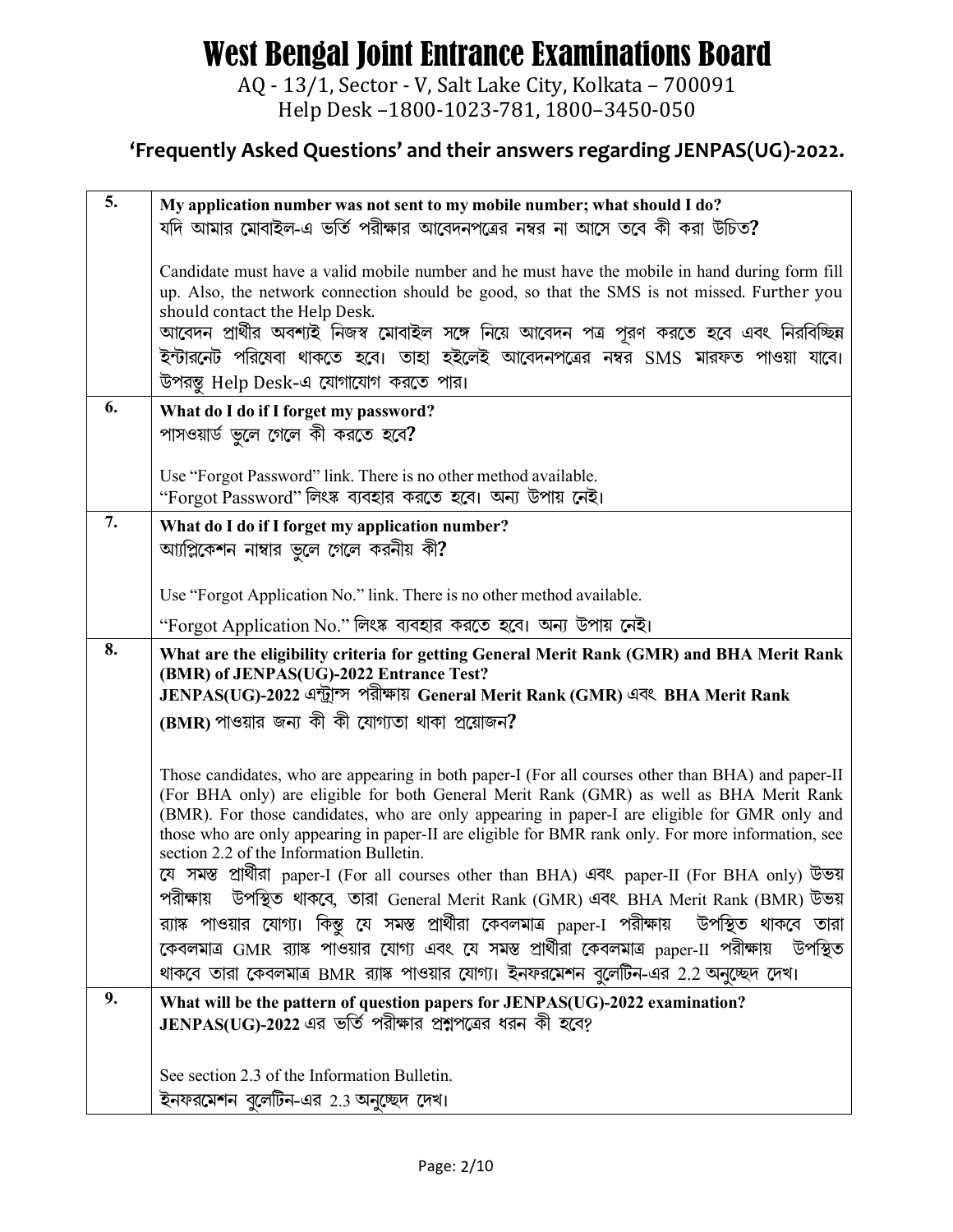# West Bengal Joint Entrance Examinations Board

AQ - 13/1, Sector - V, Salt Lake City, Kolkata – 700091
Help Desk –1800-1023-781, 1800–3450-050

## 'Frequently Asked Questions' and their answers regarding JENPAS(UG)-2022.

| | |
|---|---|
| **5.** | **My application number was not sent to my mobile number; what should I do?**<br>**যদি আমার মোবাইল-এ ভর্তি পরীক্ষার আবেদনপত্রের নম্বর না আসে তবে কী করা উচিত?**<br><br>Candidate must have a valid mobile number and he must have the mobile in hand during form fill up. Also, the network connection should be good, so that the SMS is not missed. Further you should contact the Help Desk.<br>আবেদন প্রার্থীর অবশ্যই নিজস্ব মোবাইল সঙ্গে নিয়ে আবেদন পত্র পূরণ করতে হবে এবং নিরবিচ্ছিন্ন ইন্টারনেট পরিষেবা থাকতে হবে। তাহা হইলেই আবেদনপত্রের নম্বর SMS মারফত পাওয়া যাবে। উপরন্তু Help Desk-এ যোগাযোগ করতে পার। |
| **6.** | **What do I do if I forget my password?**<br>**পাসওয়ার্ড ভুলে গেলে কী করতে হবে?**<br><br>Use "Forgot Password" link. There is no other method available.<br>"Forgot Password" লিংক্ষ ব্যবহার করতে হবে। অন্য উপায় নেই। |
| **7.** | **What do I do if I forget my application number?**<br>**অ্যাপ্লিকেশন নাম্বার ভুলে গেলে করনীয় কী?**<br><br>Use "Forgot Application No." link. There is no other method available.<br>"Forgot Application No." লিংক্ষ ব্যবহার করতে হবে। অন্য উপায় নেই। |
| **8.** | **What are the eligibility criteria for getting General Merit Rank (GMR) and BHA Merit Rank (BMR) of JENPAS(UG)-2022 Entrance Test?**<br>**JENPAS(UG)-2022 এন্ট্রান্স পরীক্ষায় General Merit Rank (GMR) এবং BHA Merit Rank (BMR) পাওয়ার জন্য কী কী যোগ্যতা থাকা প্রয়োজন?**<br><br>Those candidates, who are appearing in both paper-I (For all courses other than BHA) and paper-II (For BHA only) are eligible for both General Merit Rank (GMR) as well as BHA Merit Rank (BMR). For those candidates, who are only appearing in paper-I are eligible for GMR only and those who are only appearing in paper-II are eligible for BMR rank only. For more information, see section 2.2 of the Information Bulletin.<br>যে সমস্ত প্রার্থীরা paper-I (For all courses other than BHA) এবং paper-II (For BHA only) উভয় পরীক্ষায় উপস্থিত থাকবে, তারা General Merit Rank (GMR) এবং BHA Merit Rank (BMR) উভয় র‍্যাঙ্ক পাওয়ার যোগ্য। কিন্তু যে সমস্ত প্রার্থীরা কেবলমাত্র paper-I পরীক্ষায় উপস্থিত থাকবে তারা কেবলমাত্র GMR র‍্যাঙ্ক পাওয়ার যোগ্য এবং যে সমস্ত প্রার্থীরা কেবলমাত্র paper-II পরীক্ষায় উপস্থিত থাকবে তারা কেবলমাত্র BMR র‍্যাঙ্ক পাওয়ার যোগ্য। ইনফরমেশন বুলেটিন-এর 2.2 অনুচ্ছেদ দেখ। |
| **9.** | **What will be the pattern of question papers for JENPAS(UG)-2022 examination?**<br>**JENPAS(UG)-2022 এর ভর্তি পরীক্ষার প্রশ্নপত্রের ধরন কী হবে?**<br><br>See section 2.3 of the Information Bulletin.<br>ইনফরমেশন বুলেটিন-এর 2.3 অনুচ্ছেদ দেখ। |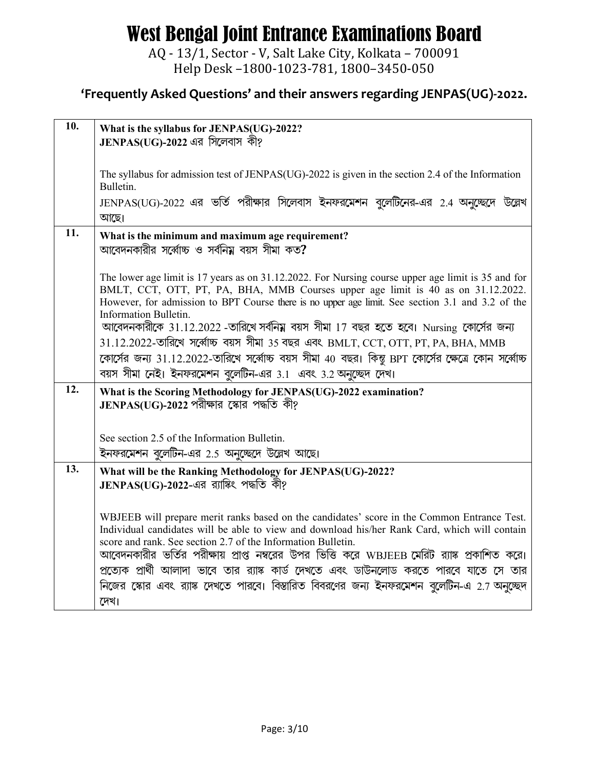# West Bengal Joint Entrance Examinations Board

AQ - 13/1, Sector - V, Salt Lake City, Kolkata – 700091
Help Desk –1800-1023-781, 1800–3450-050

## 'Frequently Asked Questions' and their answers regarding JENPAS(UG)-2022.

| | |
|---|---|
| **10.** | **What is the syllabus for JENPAS(UG)-2022?**<br>**JENPAS(UG)-2022 এর সিলেবাস কী?**<br><br>The syllabus for admission test of JENPAS(UG)-2022 is given in the section 2.4 of the Information Bulletin.<br>JENPAS(UG)-2022 এর ভর্তি পরীক্ষার সিলেবাস ইনফরমেশন বুলেটিনের-এর 2.4 অনুচ্ছেদে উল্লেখ আছে। |
| **11.** | **What is the minimum and maximum age requirement?**<br>**আবেদনকারীর সর্বোচ্চ ও সর্বনিম্ন বয়স সীমা কত?**<br><br>The lower age limit is 17 years as on 31.12.2022. For Nursing course upper age limit is 35 and for BMLT, CCT, OTT, PT, PA, BHA, MMB Courses upper age limit is 40 as on 31.12.2022. However, for admission to BPT Course there is no upper age limit. See section 3.1 and 3.2 of the Information Bulletin.<br>আবেদনকারীকে 31.12.2022 -তারিখে সর্বনিম্ন বয়স সীমা 17 বছর হতে হবে। Nursing কোর্সের জন্য 31.12.2022-তারিখে সর্বোচ্চ বয়স সীমা 35 বছর এবং BMLT, CCT, OTT, PT, PA, BHA, MMB কোর্সের জন্য 31.12.2022-তারিখে সর্বোচ্চ বয়স সীমা 40 বছর। কিন্তু BPT কোর্সের ক্ষেত্রে কোন সর্বোচ্চ বয়স সীমা নেই। ইনফরমেশন বুলেটিন-এর 3.1 এবং 3.2 অনুচ্ছেদ দেখ। |
| **12.** | **What is the Scoring Methodology for JENPAS(UG)-2022 examination?**<br>**JENPAS(UG)-2022 পরীক্ষার স্কোর পদ্ধতি কী?**<br><br>See section 2.5 of the Information Bulletin.<br>ইনফরমেশন বুলেটিন-এর 2.5 অনুচ্ছেদে উল্লেখ আছে। |
| **13.** | **What will be the Ranking Methodology for JENPAS(UG)-2022?**<br>**JENPAS(UG)-2022-এর র‍্যাঙ্কিং পদ্ধতি কী?**<br><br>WBJEEB will prepare merit ranks based on the candidates' score in the Common Entrance Test. Individual candidates will be able to view and download his/her Rank Card, which will contain score and rank. See section 2.7 of the Information Bulletin.<br>আবেদনকারীর ভর্তির পরীক্ষায় প্রাপ্ত নম্বরের উপর ভিত্তি করে WBJEEB মেরিট র‍্যাঙ্ক প্রকাশিত করে। প্রত্যেক প্রার্থী আলাদা ভাবে তার র‍্যাঙ্ক কার্ড দেখতে এবং ডাউনলোড করতে পারবে যাতে সে তার নিজের স্কোর এবং র‍্যাঙ্ক দেখতে পারবে। বিস্তারিত বিবরণের জন্য ইনফরমেশন বুলেটিন-এ 2.7 অনুচ্ছেদ দেখ। |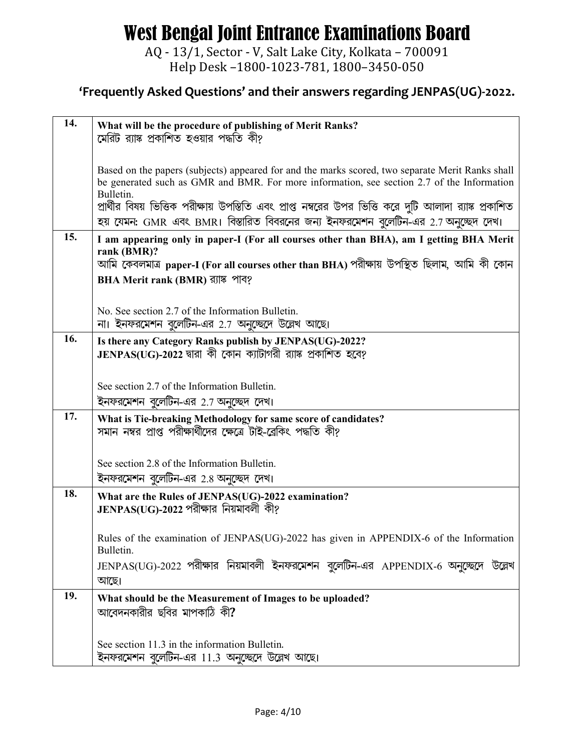# West Bengal Joint Entrance Examinations Board

AQ - 13/1, Sector - V, Salt Lake City, Kolkata – 700091
Help Desk –1800-1023-781, 1800–3450-050

## 'Frequently Asked Questions' and their answers regarding JENPAS(UG)-2022.

| | |
|---|---|
| **14.** | **What will be the procedure of publishing of Merit Ranks?**<br>মেরিট র‍্যাঙ্ক প্রকাশিত হওয়ার পদ্ধতি কী?<br><br>Based on the papers (subjects) appeared for and the marks scored, two separate Merit Ranks shall be generated such as GMR and BMR. For more information, see section 2.7 of the Information Bulletin.<br>প্রার্থীর বিষয় ভিত্তিক পরীক্ষায় উপস্থিতি এবং প্রাপ্ত নম্বরের উপর ভিত্তি করে দুটি আলাদা র‍্যাঙ্ক প্রকাশিত হয় যেমন: GMR এবং BMR। বিস্তারিত বিবরনের জন্য ইনফরমেশন বুলেটিন-এর 2.7 অনুচ্ছেদ দেখ। |
| **15.** | **I am appearing only in paper-I (For all courses other than BHA), am I getting BHA Merit rank (BMR)?**<br>আমি কেবলমাত্র **paper-I (For all courses other than BHA)** পরীক্ষায় উপস্থিত ছিলাম, আমি কী কোন **BHA Merit rank (BMR)** র‍্যাঙ্ক পাব?<br><br>No. See section 2.7 of the Information Bulletin.<br>না। ইনফরমেশন বুলেটিন-এর 2.7 অনুচ্ছেদে উল্লেখ আছে। |
| **16.** | **Is there any Category Ranks publish by JENPAS(UG)-2022?**<br>**JENPAS(UG)-2022 দ্বারা কী কোন ক্যাটাগরী র‍্যাঙ্ক প্রকাশিত হবে?**<br><br>See section 2.7 of the Information Bulletin.<br>ইনফরমেশন বুলেটিন-এর 2.7 অনুচ্ছেদ দেখ। |
| **17.** | **What is Tie-breaking Methodology for same score of candidates?**<br>সমান নম্বর প্রাপ্ত পরীক্ষার্থীদের ক্ষেত্রে টাই-ব্রেকিং পদ্ধতি কী?<br><br>See section 2.8 of the Information Bulletin.<br>ইনফরমেশন বুলেটিন-এর 2.8 অনুচ্ছেদ দেখ। |
| **18.** | **What are the Rules of JENPAS(UG)-2022 examination?**<br>**JENPAS(UG)-2022 পরীক্ষার নিয়মাবলী কী?**<br><br>Rules of the examination of JENPAS(UG)-2022 has given in APPENDIX-6 of the Information Bulletin.<br>JENPAS(UG)-2022 পরীক্ষার নিয়মাবলী ইনফরমেশন বুলেটিন-এর APPENDIX-6 অনুচ্ছেদে উল্লেখ আছে। |
| **19.** | **What should be the Measurement of Images to be uploaded?**<br>আবেদনকারীর ছবির মাপকাঠি কী**?**<br><br>See section 11.3 in the information Bulletin.<br>ইনফরমেশন বুলেটিন-এর 11.3 অনুচ্ছেদে উল্লেখ আছে। |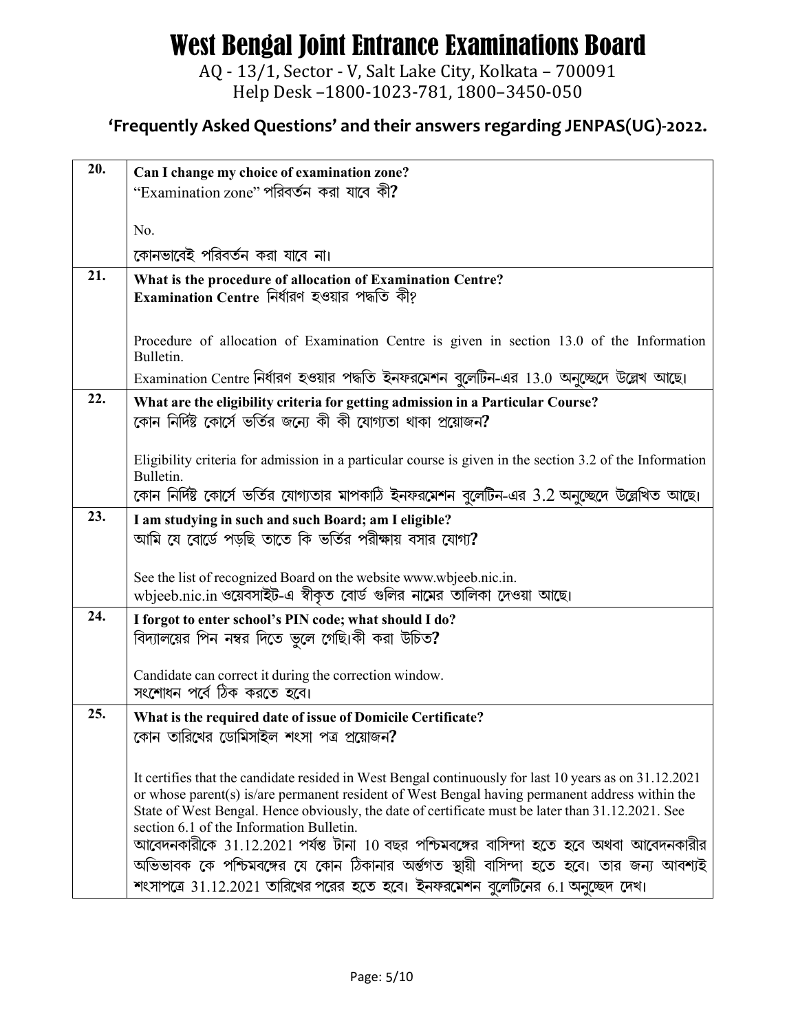# West Bengal Joint Entrance Examinations Board

AQ - 13/1, Sector - V, Salt Lake City, Kolkata – 700091
Help Desk –1800-1023-781, 1800–3450-050

## 'Frequently Asked Questions' and their answers regarding JENPAS(UG)-2022.

| | |
|---|---|
| **20.** | **Can I change my choice of examination zone?**<br>"Examination zone" পরিবর্তন করা যাবে কী**?**<br><br>No.<br>কোনভাবেই পরিবর্তন করা যাবে না। |
| **21.** | **What is the procedure of allocation of Examination Centre?**<br>**Examination Centre** নির্ধারণ হওয়ার পদ্ধতি কী?<br><br>Procedure of allocation of Examination Centre is given in section 13.0 of the Information Bulletin.<br>Examination Centre নির্ধারণ হওয়ার পদ্ধতি ইনফরমেশন বুলেটিন-এর 13.0 অনুচ্ছেদে উল্লেখ আছে। |
| **22.** | **What are the eligibility criteria for getting admission in a Particular Course?**<br>কোন নির্দিষ্ট কোর্সে ভর্তির জন্যে কী কী যোগ্যতা থাকা প্রয়োজন**?**<br><br>Eligibility criteria for admission in a particular course is given in the section 3.2 of the Information Bulletin.<br>কোন নির্দিষ্ট কোর্সে ভর্তির যোগ্যতার মাপকাঠি ইনফরমেশন বুলেটিন-এর 3.2 অনুচ্ছেদে উল্লেখিত আছে। |
| **23.** | **I am studying in such and such Board; am I eligible?**<br>আমি যে বোর্ডে পড়ছি তাতে কি ভর্তির পরীক্ষায় বসার যোগ্য**?**<br><br>See the list of recognized Board on the website www.wbjeeb.nic.in.<br>wbjeeb.nic.in ওয়েবসাইট-এ স্বীকৃত বোর্ড গুলির নামের তালিকা দেওয়া আছে। |
| **24.** | **I forgot to enter school's PIN code; what should I do?**<br>বিদ্যালয়ের পিন নম্বর দিতে ভুলে গেছি।কী করা উচিত**?**<br><br>Candidate can correct it during the correction window.<br>সংশোধন পর্বে ঠিক করতে হবে। |
| **25.** | **What is the required date of issue of Domicile Certificate?**<br>কোন তারিখের ডোমিসাইল শংসা পত্র প্রয়োজন**?**<br><br>It certifies that the candidate resided in West Bengal continuously for last 10 years as on 31.12.2021 or whose parent(s) is/are permanent resident of West Bengal having permanent address within the State of West Bengal. Hence obviously, the date of certificate must be later than 31.12.2021. See section 6.1 of the Information Bulletin.<br>আবেদনকারীকে 31.12.2021 পর্যন্ত টানা 10 বছর পশ্চিমবঙ্গের বাসিন্দা হতে হবে অথবা আবেদনকারীর অভিভাবক কে পশ্চিমবঙ্গের যে কোন ঠিকানার অন্তর্গত স্থায়ী বাসিন্দা হতে হবে। তার জন্য আবশ্যই শংসাপত্রে 31.12.2021 তারিখের পরের হতে হবে। ইনফরমেশন বুলেটিনের 6.1 অনুচ্ছেদ দেখ। |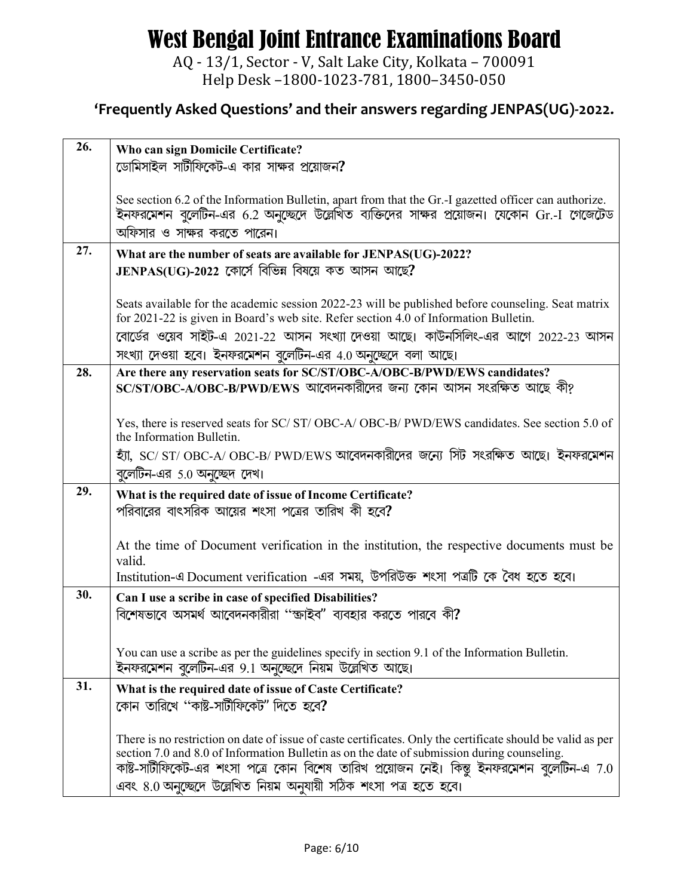# West Bengal Joint Entrance Examinations Board

AQ - 13/1, Sector - V, Salt Lake City, Kolkata – 700091
Help Desk –1800-1023-781, 1800–3450-050

## 'Frequently Asked Questions' and their answers regarding JENPAS(UG)-2022.

| | |
|---|---|
| **26.** | **Who can sign Domicile Certificate?**<br>**ডোমিসাইল সার্টিফিকেট-এ কার সাক্ষর প্রয়োজন?**<br><br>See section 6.2 of the Information Bulletin, apart from that the Gr.-I gazetted officer can authorize.<br>ইনফরমেশন বুলেটিন-এর 6.2 অনুচ্ছেদে উল্লেখিত ব্যক্তিদের সাক্ষর প্রয়োজন। যেকোন Gr.-I গেজেটেড অফিসার ও সাক্ষর করতে পারেন। |
| **27.** | **What are the number of seats are available for JENPAS(UG)-2022?**<br>**JENPAS(UG)-2022 কোর্সে বিভিন্ন বিষয়ে কত আসন আছে?**<br><br>Seats available for the academic session 2022-23 will be published before counseling. Seat matrix for 2021-22 is given in Board's web site. Refer section 4.0 of Information Bulletin.<br>বোর্ডের ওয়েব সাইট-এ 2021-22 আসন সংখ্যা দেওয়া আছে। কাউনসিলিং-এর আগে 2022-23 আসন সংখ্যা দেওয়া হবে। ইনফরমেশন বুলেটিন-এর 4.0 অনুচ্ছেদে বলা আছে। |
| **28.** | **Are there any reservation seats for SC/ST/OBC-A/OBC-B/PWD/EWS candidates?**<br>**SC/ST/OBC-A/OBC-B/PWD/EWS আবেদনকারীদের জন্য কোন আসন সংরক্ষিত আছে কী?**<br><br>Yes, there is reserved seats for SC/ ST/ OBC-A/ OBC-B/ PWD/EWS candidates. See section 5.0 of the Information Bulletin.<br>হ্যাঁ, SC/ ST/ OBC-A/ OBC-B/ PWD/EWS আবেদনকারীদের জন্যে সিট সংরক্ষিত আছে। ইনফরমেশন বুলেটিন-এর 5.0 অনুচ্ছেদ দেখ। |
| **29.** | **What is the required date of issue of Income Certificate?**<br>**পরিবারের বাৎসরিক আয়ের শংসা পত্রের তারিখ কী হবে?**<br><br>At the time of Document verification in the institution, the respective documents must be valid.<br>Institution-এ Document verification -এর সময়, উপরিউক্ত শংসা পত্রটি কে বৈধ হতে হবে। |
| **30.** | **Can I use a scribe in case of specified Disabilities?**<br>**বিশেষভাবে অসমর্থ আবেদনকারীরা "স্ক্রাইব" ব্যবহার করতে পারবে কী?**<br><br>You can use a scribe as per the guidelines specify in section 9.1 of the Information Bulletin.<br>ইনফরমেশন বুলেটিন-এর 9.1 অনুচ্ছেদে নিয়ম উল্লেখিত আছে। |
| **31.** | **What is the required date of issue of Caste Certificate?**<br>**কোন তারিখে "কাষ্ট-সার্টিফিকেট" দিতে হবে?**<br><br>There is no restriction on date of issue of caste certificates. Only the certificate should be valid as per section 7.0 and 8.0 of Information Bulletin as on the date of submission during counseling.<br>কাষ্ট-সার্টিফিকেট-এর শংসা পত্রে কোন বিশেষ তারিখ প্রয়োজন নেই। কিন্তু ইনফরমেশন বুলেটিন-এ 7.0 এবং 8.0 অনুচ্ছেদে উল্লেখিত নিয়ম অনুযায়ী সঠিক শংসা পত্র হতে হবে। |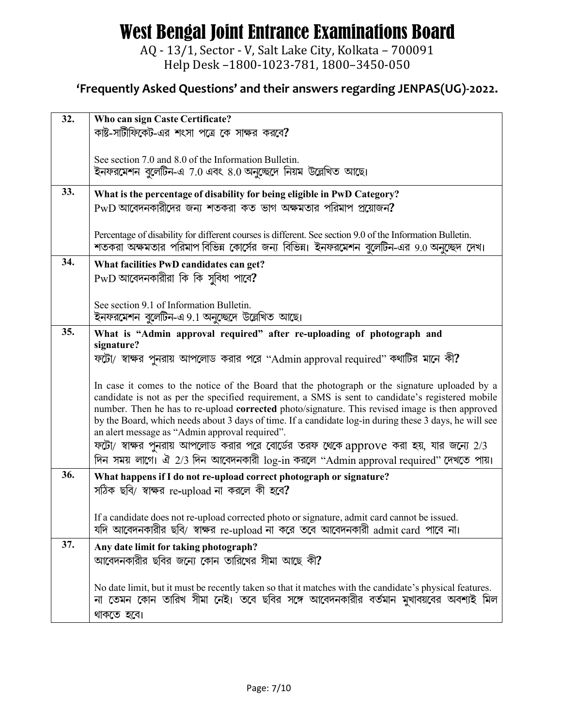# West Bengal Joint Entrance Examinations Board

AQ - 13/1, Sector - V, Salt Lake City, Kolkata – 700091
Help Desk –1800-1023-781, 1800–3450-050

## 'Frequently Asked Questions' and their answers regarding JENPAS(UG)-2022.

| | |
|---|---|
| **32.** | **Who can sign Caste Certificate?**<br>কাষ্ট-সার্টিফিকেট-এর শংসা পত্রে কে সাক্ষর করবে?<br><br>See section 7.0 and 8.0 of the Information Bulletin.<br>ইনফরমেশন বুলেটিন-এ 7.0 এবং 8.0 অনুচ্ছেদে নিয়ম উল্লেখিত আছে। |
| **33.** | **What is the percentage of disability for being eligible in PwD Category?**<br>PwD আবেদনকারীদের জন্য শতকরা কত ভাগ অক্ষমতার পরিমাপ প্রয়োজন?<br><br>Percentage of disability for different courses is different. See section 9.0 of the Information Bulletin.<br>শতকরা অক্ষমতার পরিমাপ বিভিন্ন কোর্সের জন্য বিভিন্ন। ইনফরমেশন বুলেটিন-এর 9.0 অনুচ্ছেদ দেখ। |
| **34.** | **What facilities PwD candidates can get?**<br>PwD আবেদনকারীরা কি কি সুবিধা পাবে?<br><br>See section 9.1 of Information Bulletin.<br>ইনফরমেশন বুলেটিন-এ 9.1 অনুচ্ছেদে উল্লেখিত আছে। |
| **35.** | **What is "Admin approval required" after re-uploading of photograph and signature?**<br>ফটো/ স্বাক্ষর পুনরায় আপলোড করার পরে "Admin approval required" কথাটির মানে কী?<br><br>In case it comes to the notice of the Board that the photograph or the signature uploaded by a candidate is not as per the specified requirement, a SMS is sent to candidate's registered mobile number. Then he has to re-upload **corrected** photo/signature. This revised image is then approved by the Board, which needs about 3 days of time. If a candidate log-in during these 3 days, he will see an alert message as "Admin approval required".<br>ফটো/ স্বাক্ষর পুনরায় আপলোড করার পরে বোর্ডের তরফ থেকে approve করা হয়, যার জন্যে 2/3 দিন সময় লাগে। ঐ 2/3 দিন আবেদনকারী log-in করলে "Admin approval required" দেখতে পায়। |
| **36.** | **What happens if I do not re-upload correct photograph or signature?**<br>সঠিক ছবি/ স্বাক্ষর re-upload না করলে কী হবে?<br><br>If a candidate does not re-upload corrected photo or signature, admit card cannot be issued.<br>যদি আবেদনকারীর ছবি/ স্বাক্ষর re-upload না করে তবে আবেদনকারী admit card পাবে না। |
| **37.** | **Any date limit for taking photograph?**<br>আবেদনকারীর ছবির জন্যে কোন তারিখের সীমা আছে কী?<br><br>No date limit, but it must be recently taken so that it matches with the candidate's physical features.<br>না তেমন কোন তারিখ সীমা নেই। তবে ছবির সঙ্গে আবেদনকারীর বর্তমান মুখাবয়বের অবশ্যই মিল থাকতে হবে। |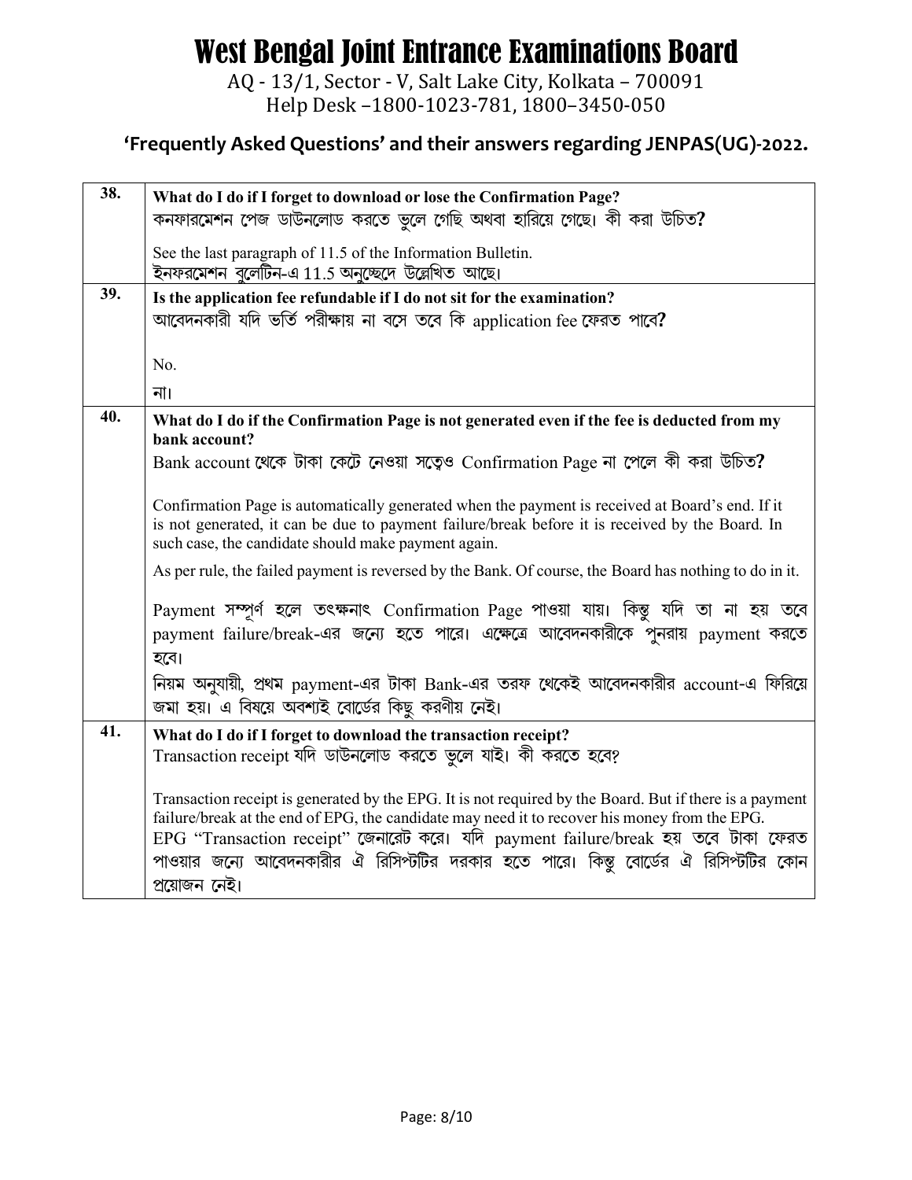# West Bengal Joint Entrance Examinations Board

AQ - 13/1, Sector - V, Salt Lake City, Kolkata – 700091
Help Desk –1800-1023-781, 1800–3450-050

## 'Frequently Asked Questions' and their answers regarding JENPAS(UG)-2022.

| | |
|---|---|
| 38. | **What do I do if I forget to download or lose the Confirmation Page?**<br>**কনফারমেশন পেজ ডাউনলোড করতে ভুলে গেছি অথবা হারিয়ে গেছে। কী করা উচিত?**<br><br>See the last paragraph of 11.5 of the Information Bulletin.<br>ইনফরমেশন বুলেটিন-এ 11.5 অনুচ্ছেদে উল্লেখিত আছে। |
| 39. | **Is the application fee refundable if I do not sit for the examination?**<br>**আবেদনকারী যদি ভর্তি পরীক্ষায় না বসে তবে কি application fee ফেরত পাবে?**<br><br>No.<br>না। |
| 40. | **What do I do if the Confirmation Page is not generated even if the fee is deducted from my bank account?**<br>**Bank account থেকে টাকা কেটে নেওয়া সত্বেও Confirmation Page না পেলে কী করা উচিত?**<br><br>Confirmation Page is automatically generated when the payment is received at Board's end. If it is not generated, it can be due to payment failure/break before it is received by the Board. In such case, the candidate should make payment again.<br><br>As per rule, the failed payment is reversed by the Bank. Of course, the Board has nothing to do in it.<br><br>Payment সম্পূর্ণ হলে তৎক্ষনাৎ Confirmation Page পাওয়া যায়। কিন্তু যদি তা না হয় তবে payment failure/break-এর জন্যে হতে পারে। এক্ষেত্রে আবেদনকারীকে পুনরায় payment করতে হবে।<br>নিয়ম অনুযায়ী, প্রথম payment-এর টাকা Bank-এর তরফ থেকেই আবেদনকারীর account-এ ফিরিয়ে জমা হয়। এ বিষয়ে অবশ্যই বোর্ডের কিছু করণীয় নেই। |
| 41. | **What do I do if I forget to download the transaction receipt?**<br>Transaction receipt যদি ডাউনলোড করতে ভুলে যাই। কী করতে হবে?<br><br>Transaction receipt is generated by the EPG. It is not required by the Board. But if there is a payment failure/break at the end of EPG, the candidate may need it to recover his money from the EPG.<br>EPG "Transaction receipt" জেনারেট করে। যদি payment failure/break হয় তবে টাকা ফেরত পাওয়ার জন্যে আবেদনকারীর ঐ রিসিপ্টটির দরকার হতে পারে। কিন্তু বোর্ডের ঐ রিসিপ্টটির কোন প্রয়োজন নেই। |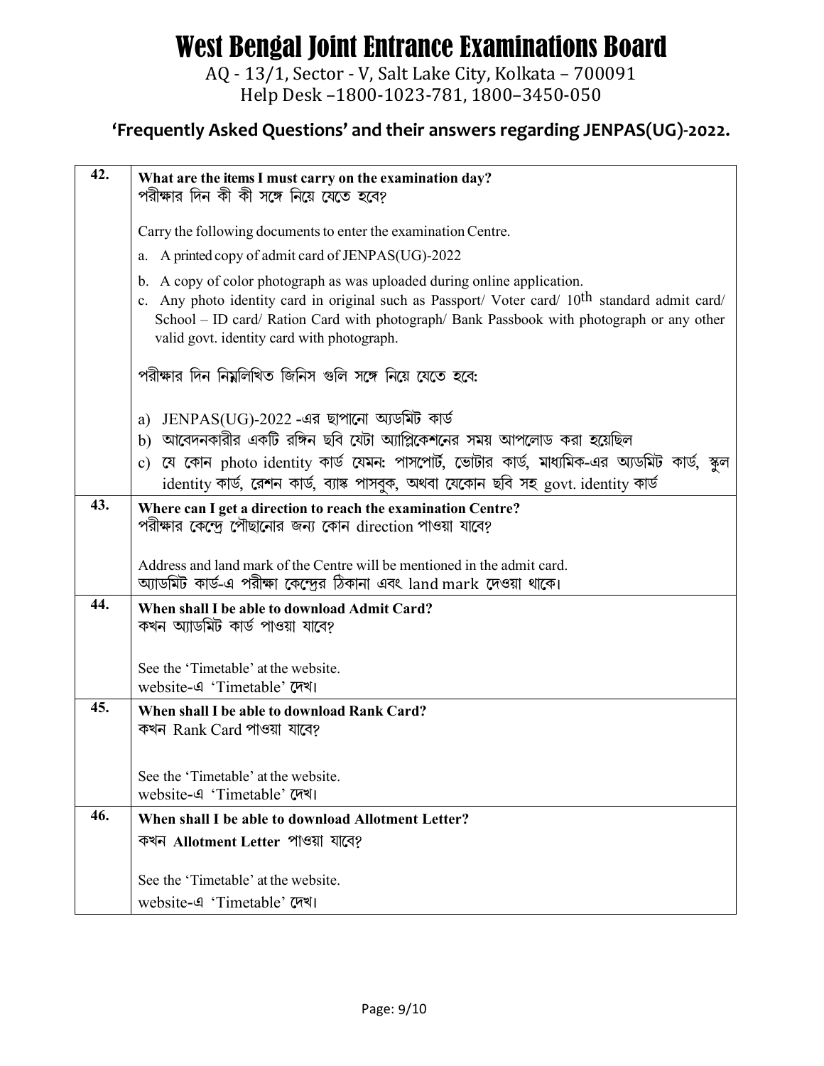# West Bengal Joint Entrance Examinations Board

AQ - 13/1, Sector - V, Salt Lake City, Kolkata – 700091
Help Desk –1800-1023-781, 1800–3450-050

## 'Frequently Asked Questions' and their answers regarding JENPAS(UG)-2022.

| | |
|---|---|
| **42.** | **What are the items I must carry on the examination day?**<br>পরীক্ষার দিন কী কী সঙ্গে নিয়ে যেতে হবে?<br><br>Carry the following documents to enter the examination Centre.<br>a. A printed copy of admit card of JENPAS(UG)-2022<br>b. A copy of color photograph as was uploaded during online application.<br>c. Any photo identity card in original such as Passport/ Voter card/ 10th standard admit card/ School – ID card/ Ration Card with photograph/ Bank Passbook with photograph or any other valid govt. identity card with photograph.<br><br>পরীক্ষার দিন নিম্নলিখিত জিনিস গুলি সঙ্গে নিয়ে যেতে হবে:<br><br>a) JENPAS(UG)-2022 -এর ছাপানো অ্যডমিট কার্ড<br>b) আবেদনকারীর একটি রঙ্গিন ছবি যেটা অ্যাপ্লিকেশনের সময় আপলোড করা হয়েছিল<br>c) যে কোন photo identity কার্ড যেমন: পাসপোর্ট, ভোটার কার্ড, মাধ্যমিক-এর অ্যডমিট কার্ড, স্কুল identity কার্ড, রেশন কার্ড, ব্যাঙ্ক পাসবুক, অথবা যেকোন ছবি সহ govt. identity কার্ড |
| **43.** | **Where can I get a direction to reach the examination Centre?**<br>পরীক্ষার কেন্দ্রে পৌছানোর জন্য কোন direction পাওয়া যাবে?<br><br>Address and land mark of the Centre will be mentioned in the admit card.<br>অ্যাডমিট কার্ড-এ পরীক্ষা কেন্দ্রের ঠিকানা এবং land mark দেওয়া থাকে। |
| **44.** | **When shall I be able to download Admit Card?**<br>কখন অ্যাডমিট কার্ড পাওয়া যাবে?<br><br>See the 'Timetable' at the website.<br>website-এ 'Timetable' দেখ। |
| **45.** | **When shall I be able to download Rank Card?**<br>কখন Rank Card পাওয়া যাবে?<br><br>See the 'Timetable' at the website.<br>website-এ 'Timetable' দেখ। |
| **46.** | **When shall I be able to download Allotment Letter?**<br>কখন **Allotment Letter** পাওয়া যাবে?<br><br>See the 'Timetable' at the website.<br>website-এ 'Timetable' দেখ। |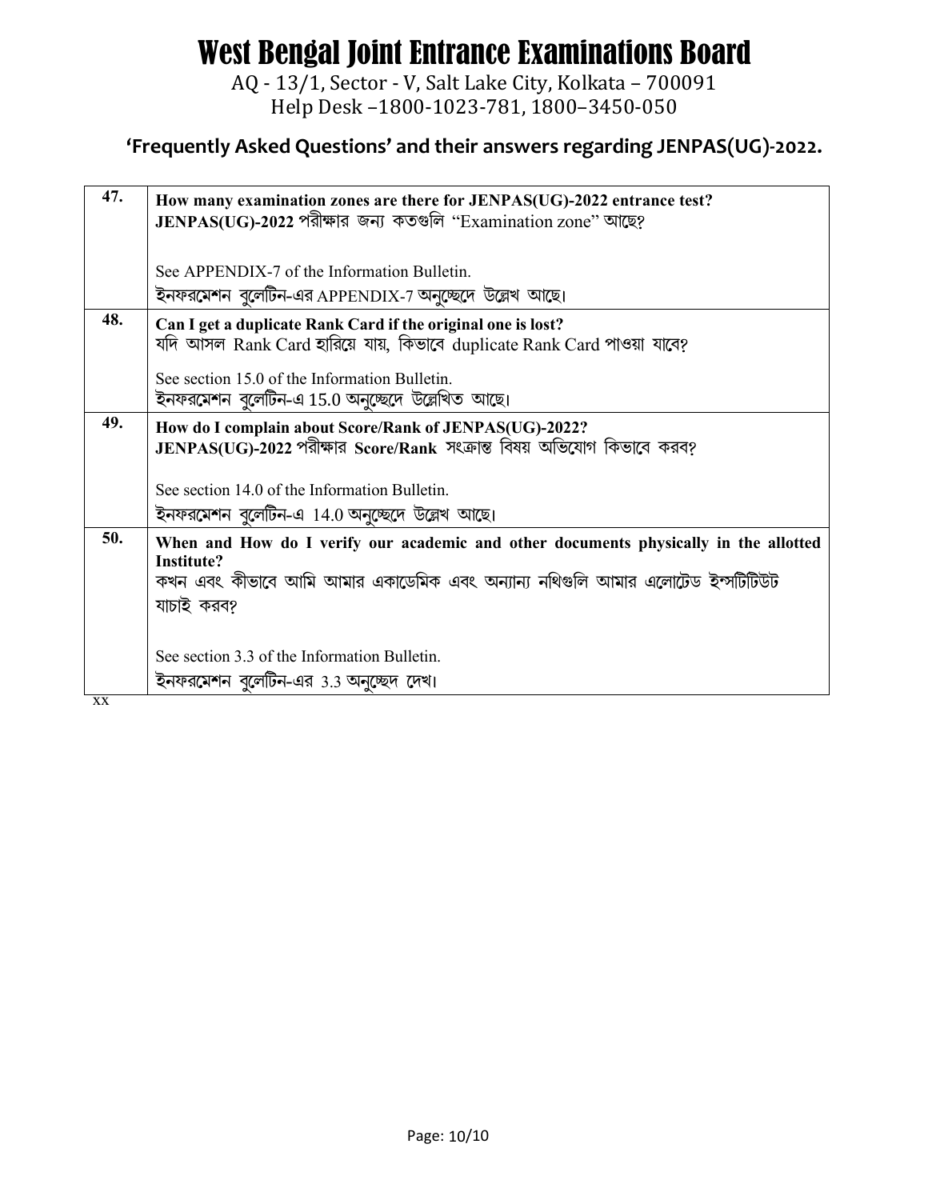# West Bengal Joint Entrance Examinations Board

AQ - 13/1, Sector - V, Salt Lake City, Kolkata – 700091
Help Desk –1800-1023-781, 1800–3450-050

## ‘Frequently Asked Questions’ and their answers regarding JENPAS(UG)-2022.

| | |
|---|---|
| 47. | **How many examination zones are there for JENPAS(UG)-2022 entrance test?**<br>**JENPAS(UG)-2022** পরীক্ষার জন্য কতগুলি “Examination zone” আছে?<br><br>See APPENDIX-7 of the Information Bulletin.<br>ইনফরমেশন বুলেটিন-এর APPENDIX-7 অনুচ্ছেদে উল্লেখ আছে। |
| 48. | **Can I get a duplicate Rank Card if the original one is lost?**<br>যদি আসল Rank Card হারিয়ে যায়, কিভাবে duplicate Rank Card পাওয়া যাবে?<br><br>See section 15.0 of the Information Bulletin.<br>ইনফরমেশন বুলেটিন-এ 15.0 অনুচ্ছেদে উল্লেখিত আছে। |
| 49. | **How do I complain about Score/Rank of JENPAS(UG)-2022?**<br>**JENPAS(UG)-2022** পরীক্ষার **Score/Rank** সংক্রান্ত বিষয় অভিযোগ কিভাবে করব?<br><br>See section 14.0 of the Information Bulletin.<br>ইনফরমেশন বুলেটিন-এ 14.0 অনুচ্ছেদে উল্লেখ আছে। |
| 50. | **When and How do I verify our academic and other documents physically in the allotted Institute?**<br>কখন এবং কীভাবে আমি আমার একাডেমিক এবং অন্যান্য নথিগুলি আমার এলোটেড ইন্সটিটিউট যাচাই করব?<br><br>See section 3.3 of the Information Bulletin.<br>ইনফরমেশন বুলেটিন-এর 3.3 অনুচ্ছেদ দেখ। |

xx